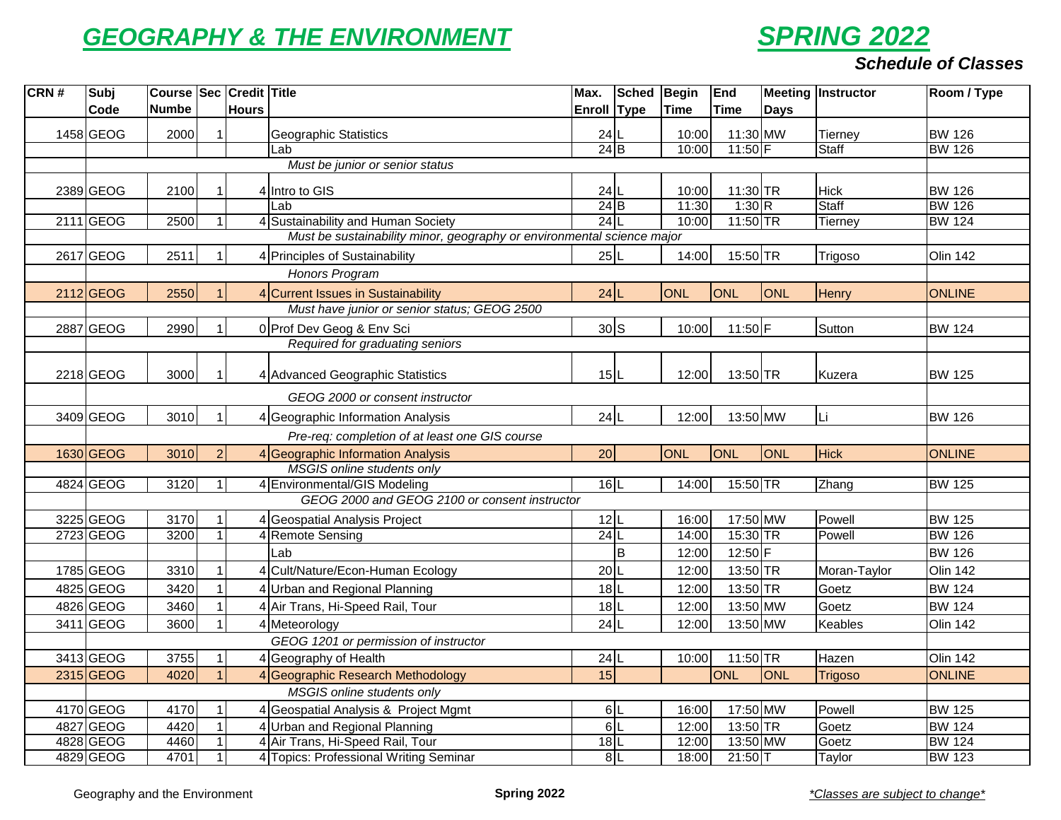# GEOGRAPHY & THE ENVIRONMENT

# SPRING 2022

***Schedule of Classes***

| CRN # | Subj Code | Course Numbe | Sec | Credit Hours | Title | Max. Enroll | Sched Type | Begin Time | End Time | Meeting Days | Instructor | Room / Type |
|---|---|---|---|---|---|---|---|---|---|---|---|---|
| 1458 | GEOG | 2000 | 1 | | Geographic Statistics | 24 | L | 10:00 | 11:30 | MW | Tierney | BW 126 |
| | | | | | Lab | 24 | B | 10:00 | 11:50 | F | Staff | BW 126 |
| | | | | | *Must be junior or senior status* | | | | | | | |
| 2389 | GEOG | 2100 | 1 | 4 | Intro to GIS | 24 | L | 10:00 | 11:30 | TR | Hick | BW 126 |
| | | | | | Lab | 24 | B | 11:30 | 1:30 | R | Staff | BW 126 |
| 2111 | GEOG | 2500 | 1 | 4 | Sustainability and Human Society | 24 | L | 10:00 | 11:50 | TR | Tierney | BW 124 |
| | | | | | *Must be sustainability minor, geography or environmental science major* | | | | | | | |
| 2617 | GEOG | 2511 | 1 | 4 | Principles of Sustainability | 25 | L | 14:00 | 15:50 | TR | Trigoso | Olin 142 |
| | | | | | *Honors Program* | | | | | | | |
| 2112 | GEOG | 2550 | 1 | 4 | Current Issues in Sustainability | 24 | L | ONL | ONL | ONL | Henry | ONLINE |
| | | | | | *Must have junior or senior status; GEOG 2500* | | | | | | | |
| 2887 | GEOG | 2990 | 1 | 0 | Prof Dev Geog & Env Sci | 30 | S | 10:00 | 11:50 | F | Sutton | BW 124 |
| | | | | | *Required for graduating seniors* | | | | | | | |
| 2218 | GEOG | 3000 | 1 | 4 | Advanced Geographic Statistics | 15 | L | 12:00 | 13:50 | TR | Kuzera | BW 125 |
| | | | | | *GEOG 2000 or consent instructor* | | | | | | | |
| 3409 | GEOG | 3010 | 1 | 4 | Geographic Information Analysis | 24 | L | 12:00 | 13:50 | MW | Li | BW 126 |
| | | | | | *Pre-req: completion of at least one GIS course* | | | | | | | |
| 1630 | GEOG | 3010 | 2 | 4 | Geographic Information Analysis | 20 | | ONL | ONL | ONL | Hick | ONLINE |
| | | | | | *MSGIS online students only* | | | | | | | |
| 4824 | GEOG | 3120 | 1 | 4 | Environmental/GIS Modeling | 16 | L | 14:00 | 15:50 | TR | Zhang | BW 125 |
| | | | | | *GEOG 2000 and GEOG 2100 or consent instructor* | | | | | | | |
| 3225 | GEOG | 3170 | 1 | 4 | Geospatial Analysis Project | 12 | L | 16:00 | 17:50 | MW | Powell | BW 125 |
| 2723 | GEOG | 3200 | 1 | 4 | Remote Sensing | 24 | L | 14:00 | 15:30 | TR | Powell | BW 126 |
| | | | | | Lab | | B | 12:00 | 12:50 | F | | BW 126 |
| 1785 | GEOG | 3310 | 1 | 4 | Cult/Nature/Econ-Human Ecology | 20 | L | 12:00 | 13:50 | TR | Moran-Taylor | Olin 142 |
| 4825 | GEOG | 3420 | 1 | 4 | Urban and Regional Planning | 18 | L | 12:00 | 13:50 | TR | Goetz | BW 124 |
| 4826 | GEOG | 3460 | 1 | 4 | Air Trans, Hi-Speed Rail, Tour | 18 | L | 12:00 | 13:50 | MW | Goetz | BW 124 |
| 3411 | GEOG | 3600 | 1 | 4 | Meteorology | 24 | L | 12:00 | 13:50 | MW | Keables | Olin 142 |
| | | | | | *GEOG 1201 or permission of instructor* | | | | | | | |
| 3413 | GEOG | 3755 | 1 | 4 | Geography of Health | 24 | L | 10:00 | 11:50 | TR | Hazen | Olin 142 |
| 2315 | GEOG | 4020 | 1 | 4 | Geographic Research Methodology | 15 | | | ONL | ONL | Trigoso | ONLINE |
| | | | | | *MSGIS online students only* | | | | | | | |
| 4170 | GEOG | 4170 | 1 | 4 | Geospatial Analysis & Project Mgmt | 6 | L | 16:00 | 17:50 | MW | Powell | BW 125 |
| 4827 | GEOG | 4420 | 1 | 4 | Urban and Regional Planning | 6 | L | 12:00 | 13:50 | TR | Goetz | BW 124 |
| 4828 | GEOG | 4460 | 1 | 4 | Air Trans, Hi-Speed Rail, Tour | 18 | L | 12:00 | 13:50 | MW | Goetz | BW 124 |
| 4829 | GEOG | 4701 | 1 | 4 | Topics: Professional Writing Seminar | 8 | L | 18:00 | 21:50 | T | Taylor | BW 123 |

*\*Classes are subject to change\**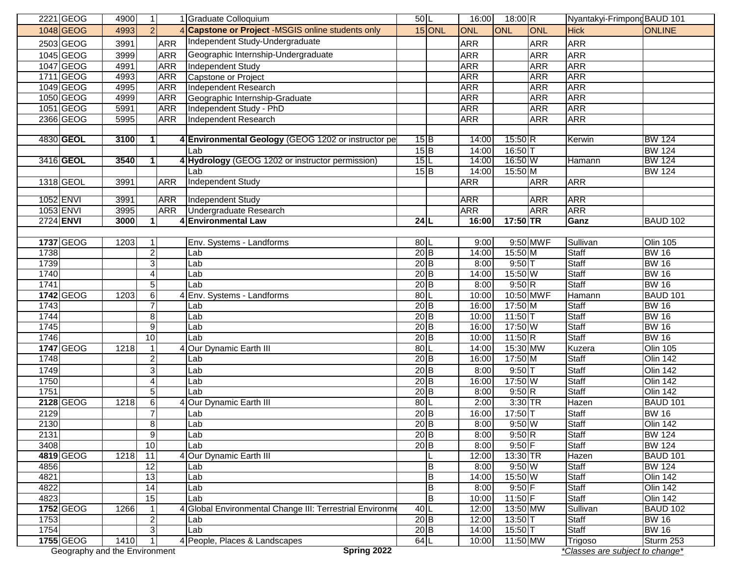| | | | | | | | | | | | | |
|---|---|---|---|---|---|---|---|---|---|---|---|---|
| 2221 | GEOG | 4900 | 1 | 1 | Graduate Colloquium | 50 | L | 16:00 | 18:00 | R | Nyantakyi-Frimpong | BAUD 101 |
| 1048 | GEOG | 4993 | 2 | 4 | **Capstone or Project** -MSGIS online students only | 15 | ONL | ONL | ONL | ONL | Hick | ONLINE |
| 2503 | GEOG | 3991 | | ARR | Independent Study-Undergraduate | | | ARR | | ARR | ARR | |
| 1045 | GEOG | 3999 | | ARR | Geographic Internship-Undergraduate | | | ARR | | ARR | ARR | |
| 1047 | GEOG | 4991 | | ARR | Independent Study | | | ARR | | ARR | ARR | |
| 1711 | GEOG | 4993 | | ARR | Capstone or Project | | | ARR | | ARR | ARR | |
| 1049 | GEOG | 4995 | | ARR | Independent Research | | | ARR | | ARR | ARR | |
| 1050 | GEOG | 4999 | | ARR | Geographic Internship-Graduate | | | ARR | | ARR | ARR | |
| 1051 | GEOG | 5991 | | ARR | Independent Study - PhD | | | ARR | | ARR | ARR | |
| 2366 | GEOG | 5995 | | ARR | Independent Research | | | ARR | | ARR | ARR | |
| | | | | | | | | | | | | |
| 4830 | **GEOL** | **3100** | **1** | **4** | **Environmental Geology** (GEOG 1202 or instructor pe | 15 | B | 14:00 | 15:50 | R | Kerwin | BW 124 |
| | | | | | Lab | 15 | B | 14:00 | 16:50 | T | | BW 124 |
| 3416 | **GEOL** | **3540** | **1** | **4** | **Hydrology** (GEOG 1202 or instructor permission) | 15 | L | 14:00 | 16:50 | W | Hamann | BW 124 |
| | | | | | Lab | 15 | B | 14:00 | 15:50 | M | | BW 124 |
| 1318 | GEOL | 3991 | | ARR | Independent Study | | | ARR | | ARR | ARR | |
| | | | | | | | | | | | | |
| 1052 | ENVI | 3991 | | ARR | Independent Study | | | ARR | | ARR | ARR | |
| 1053 | ENVI | 3995 | | ARR | Undergraduate Research | | | ARR | | ARR | ARR | |
| 2724 | **ENVI** | **3000** | **1** | **4** | **Environmental Law** | **24** | **L** | **16:00** | **17:50** | **TR** | **Ganz** | BAUD 102 |
| | | | | | | | | | | | | |
| **1737** | GEOG | 1203 | 1 | | Env. Systems - Landforms | 80 | L | 9:00 | 9:50 | MWF | Sullivan | Olin 105 |
| 1738 | | | 2 | | Lab | 20 | B | 14:00 | 15:50 | M | Staff | BW 16 |
| 1739 | | | 3 | | Lab | 20 | B | 8:00 | 9:50 | T | Staff | BW 16 |
| 1740 | | | 4 | | Lab | 20 | B | 14:00 | 15:50 | W | Staff | BW 16 |
| 1741 | | | 5 | | Lab | 20 | B | 8:00 | 9:50 | R | Staff | BW 16 |
| **1742** | GEOG | 1203 | 6 | 4 | Env. Systems - Landforms | 80 | L | 10:00 | 10:50 | MWF | Hamann | BAUD 101 |
| 1743 | | | 7 | | Lab | 20 | B | 16:00 | 17:50 | M | Staff | BW 16 |
| 1744 | | | 8 | | Lab | 20 | B | 10:00 | 11:50 | T | Staff | BW 16 |
| 1745 | | | 9 | | Lab | 20 | B | 16:00 | 17:50 | W | Staff | BW 16 |
| 1746 | | | 10 | | Lab | 20 | B | 10:00 | 11:50 | R | Staff | BW 16 |
| **1747** | GEOG | 1218 | 1 | 4 | Our Dynamic Earth III | 80 | L | 14:00 | 15:30 | MW | Kuzera | Olin 105 |
| 1748 | | | 2 | | Lab | 20 | B | 16:00 | 17:50 | M | Staff | Olin 142 |
| 1749 | | | 3 | | Lab | 20 | B | 8:00 | 9:50 | T | Staff | Olin 142 |
| 1750 | | | 4 | | Lab | 20 | B | 16:00 | 17:50 | W | Staff | Olin 142 |
| 1751 | | | 5 | | Lab | 20 | B | 8:00 | 9:50 | R | Staff | Olin 142 |
| **2128** | GEOG | 1218 | 6 | 4 | Our Dynamic Earth III | 80 | L | 2:00 | 3:30 | TR | Hazen | BAUD 101 |
| 2129 | | | 7 | | Lab | 20 | B | 16:00 | 17:50 | T | Staff | BW 16 |
| 2130 | | | 8 | | Lab | 20 | B | 8:00 | 9:50 | W | Staff | Olin 142 |
| 2131 | | | 9 | | Lab | 20 | B | 8:00 | 9:50 | R | Staff | BW 124 |
| 3408 | | | 10 | | Lab | 20 | B | 8:00 | 9:50 | F | Staff | BW 124 |
| **4819** | GEOG | 1218 | 11 | 4 | Our Dynamic Earth III | | L | 12:00 | 13:30 | TR | Hazen | BAUD 101 |
| 4856 | | | 12 | | Lab | | B | 8:00 | 9:50 | W | Staff | BW 124 |
| 4821 | | | 13 | | Lab | | B | 14:00 | 15:50 | W | Staff | Olin 142 |
| 4822 | | | 14 | | Lab | | B | 8:00 | 9:50 | F | Staff | Olin 142 |
| 4823 | | | 15 | | Lab | | B | 10:00 | 11:50 | F | Staff | Olin 142 |
| **1752** | GEOG | 1266 | 1 | 4 | Global Environmental Change III: Terrestrial Environme | 40 | L | 12:00 | 13:50 | MW | Sullivan | BAUD 102 |
| 1753 | | | 2 | | Lab | 20 | B | 12:00 | 13:50 | T | Staff | BW 16 |
| 1754 | | | 3 | | Lab | 20 | B | 14:00 | 15:50 | T | Staff | BW 16 |
| **1755** | GEOG | 1410 | 1 | 4 | People, Places & Landscapes | 64 | L | 10:00 | 11:50 | MW | Trigoso | Sturm 253 |

Geography and the Environment — **Spring 2022** — *\*Classes are subject to change\**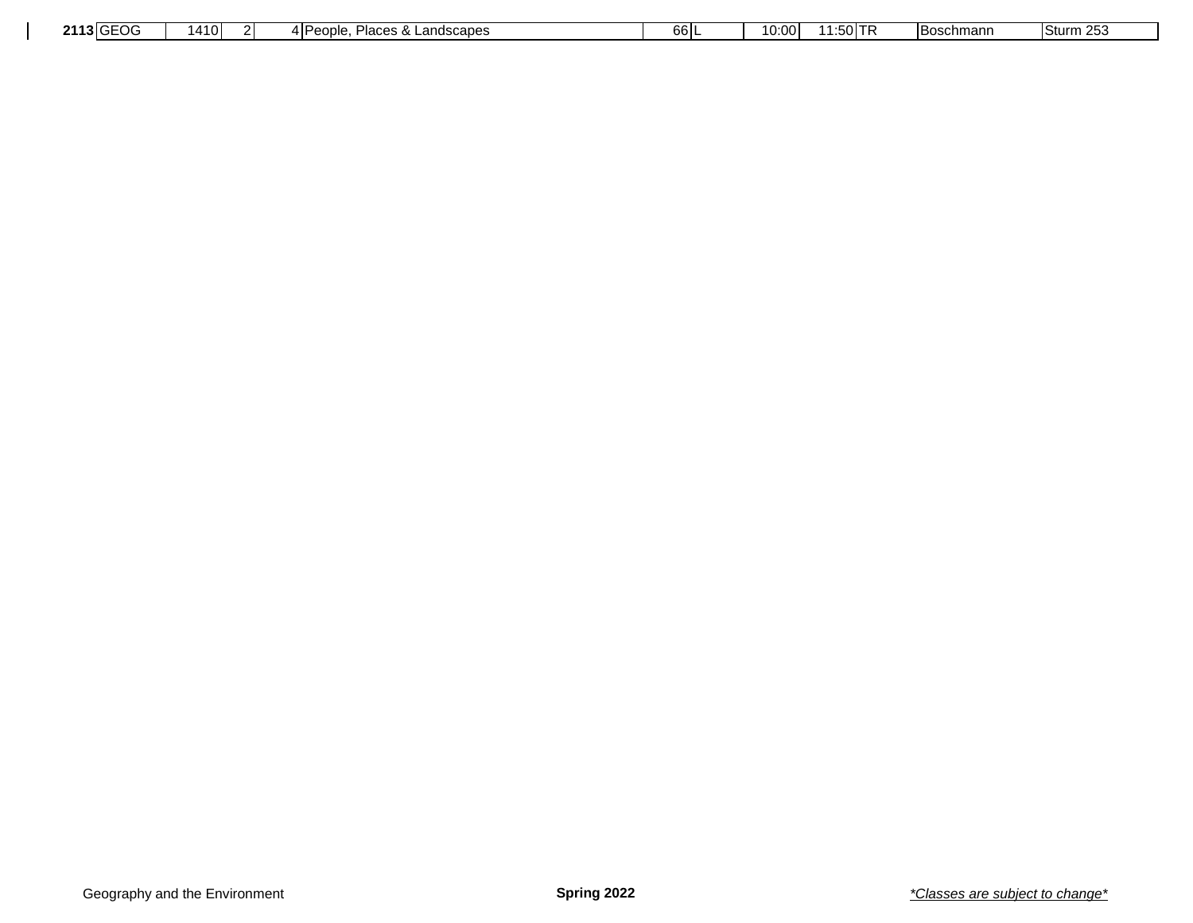| | | | | | | | | | | | | |
|---|---|---|---|---|---|---|---|---|---|---|---|---|
| **2113** | GEOG | 1410 | 2 | 4 | People, Places & Landscapes | 66 | L | 10:00 | 11:50 | TR | Boschmann | Sturm 253 |